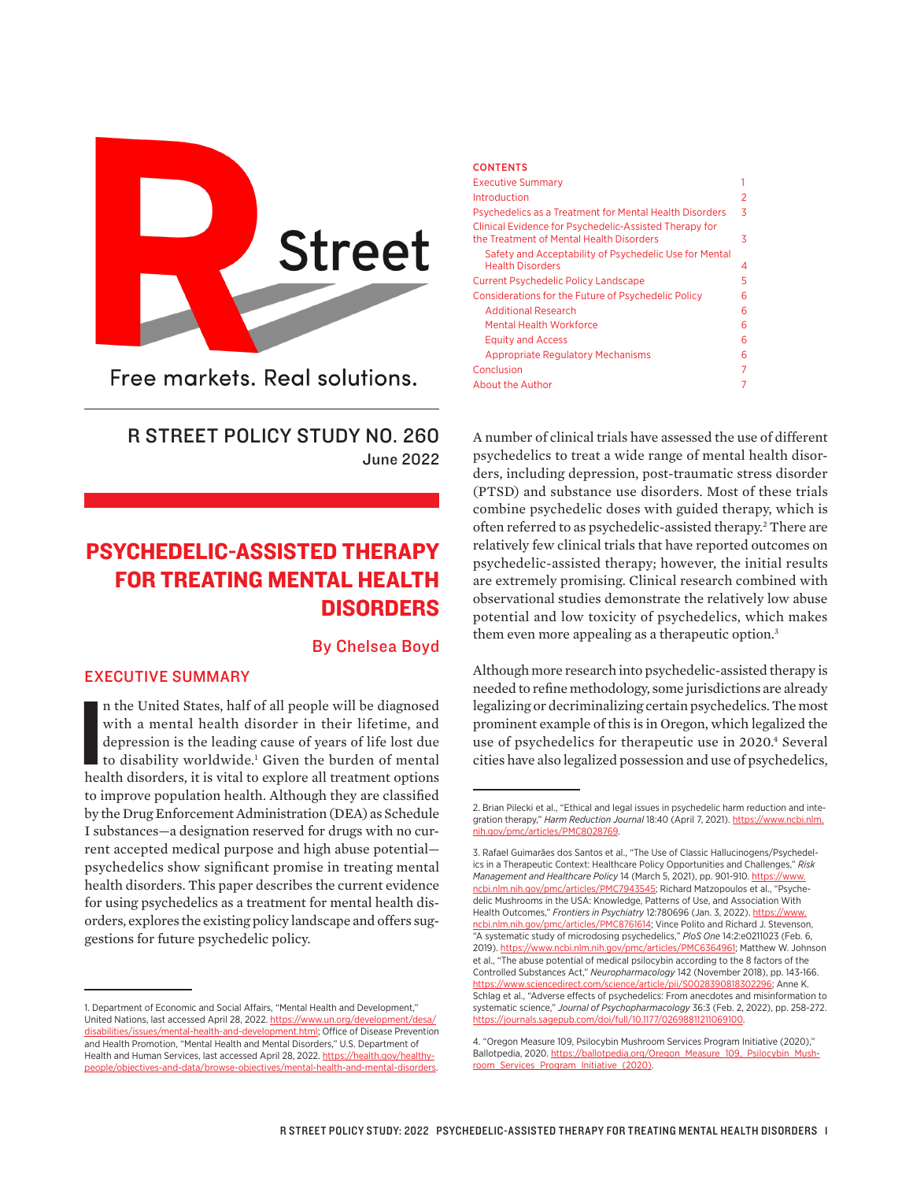R Street

Free markets. Real solutions.

R STREET POLICY STUDY NO. 260
June 2022

# PSYCHEDELIC-ASSISTED THERAPY FOR TREATING MENTAL HEALTH DISORDERS

By Chelsea Boyd

## CONTENTS

| | |
|---|---|
| Executive Summary | 1 |
| Introduction | 2 |
| Psychedelics as a Treatment for Mental Health Disorders | 3 |
| Clinical Evidence for Psychedelic-Assisted Therapy for the Treatment of Mental Health Disorders | 3 |
| Safety and Acceptability of Psychedelic Use for Mental Health Disorders | 4 |
| Current Psychedelic Policy Landscape | 5 |
| Considerations for the Future of Psychedelic Policy | 6 |
| Additional Research | 6 |
| Mental Health Workforce | 6 |
| Equity and Access | 6 |
| Appropriate Regulatory Mechanisms | 6 |
| Conclusion | 7 |
| About the Author | 7 |

## EXECUTIVE SUMMARY

In the United States, half of all people will be diagnosed with a mental health disorder in their lifetime, and depression is the leading cause of years of life lost due to disability worldwide.[1] Given the burden of mental health disorders, it is vital to explore all treatment options to improve population health. Although they are classified by the Drug Enforcement Administration (DEA) as Schedule I substances—a designation reserved for drugs with no current accepted medical purpose and high abuse potential—psychedelics show significant promise in treating mental health disorders. This paper describes the current evidence for using psychedelics as a treatment for mental health disorders, explores the existing policy landscape and offers suggestions for future psychedelic policy.

A number of clinical trials have assessed the use of different psychedelics to treat a wide range of mental health disorders, including depression, post-traumatic stress disorder (PTSD) and substance use disorders. Most of these trials combine psychedelic doses with guided therapy, which is often referred to as psychedelic-assisted therapy.[2] There are relatively few clinical trials that have reported outcomes on psychedelic-assisted therapy; however, the initial results are extremely promising. Clinical research combined with observational studies demonstrate the relatively low abuse potential and low toxicity of psychedelics, which makes them even more appealing as a therapeutic option.[3]

Although more research into psychedelic-assisted therapy is needed to refine methodology, some jurisdictions are already legalizing or decriminalizing certain psychedelics. The most prominent example of this is in Oregon, which legalized the use of psychedelics for therapeutic use in 2020.[4] Several cities have also legalized possession and use of psychedelics,

---

1. Department of Economic and Social Affairs, "Mental Health and Development," United Nations, last accessed April 28, 2022. https://www.un.org/development/desa/disabilities/issues/mental-health-and-development.html; Office of Disease Prevention and Health Promotion, "Mental Health and Mental Disorders," U.S. Department of Health and Human Services, last accessed April 28, 2022. https://health.gov/healthy-people/objectives-and-data/browse-objectives/mental-health-and-mental-disorders.

2. Brian Pilecki et al., "Ethical and legal issues in psychedelic harm reduction and integration therapy," *Harm Reduction Journal* 18:40 (April 7, 2021). https://www.ncbi.nlm.nih.gov/pmc/articles/PMC8028769.

3. Rafael Guimarães dos Santos et al., "The Use of Classic Hallucinogens/Psychedelics in a Therapeutic Context: Healthcare Policy Opportunities and Challenges," *Risk Management and Healthcare Policy* 14 (March 5, 2021), pp. 901-910. https://www.ncbi.nlm.nih.gov/pmc/articles/PMC7943545; Richard Matzopoulos et al., "Psychedelic Mushrooms in the USA: Knowledge, Patterns of Use, and Association With Health Outcomes," *Frontiers in Psychiatry* 12:780696 (Jan. 3, 2022). https://www.ncbi.nlm.nih.gov/pmc/articles/PMC8761614; Vince Polito and Richard J. Stevenson, "A systematic study of microdosing psychedelics," *PloS One* 14:2:e0211023 (Feb. 6, 2019). https://www.ncbi.nlm.nih.gov/pmc/articles/PMC6364961; Matthew W. Johnson et al., "The abuse potential of medical psilocybin according to the 8 factors of the Controlled Substances Act," *Neuropharmacology* 142 (November 2018), pp. 143-166. https://www.sciencedirect.com/science/article/pii/S0028390818302296; Anne K. Schlag et al., "Adverse effects of psychedelics: From anecdotes and misinformation to systematic science," *Journal of Psychopharmacology* 36:3 (Feb. 2, 2022), pp. 258-272. https://journals.sagepub.com/doi/full/10.1177/02698811211069100.

4. "Oregon Measure 109, Psilocybin Mushroom Services Program Initiative (2020)," Ballotpedia, 2020. https://ballotpedia.org/Oregon_Measure_109,_Psilocybin_Mushroom_Services_Program_Initiative_(2020).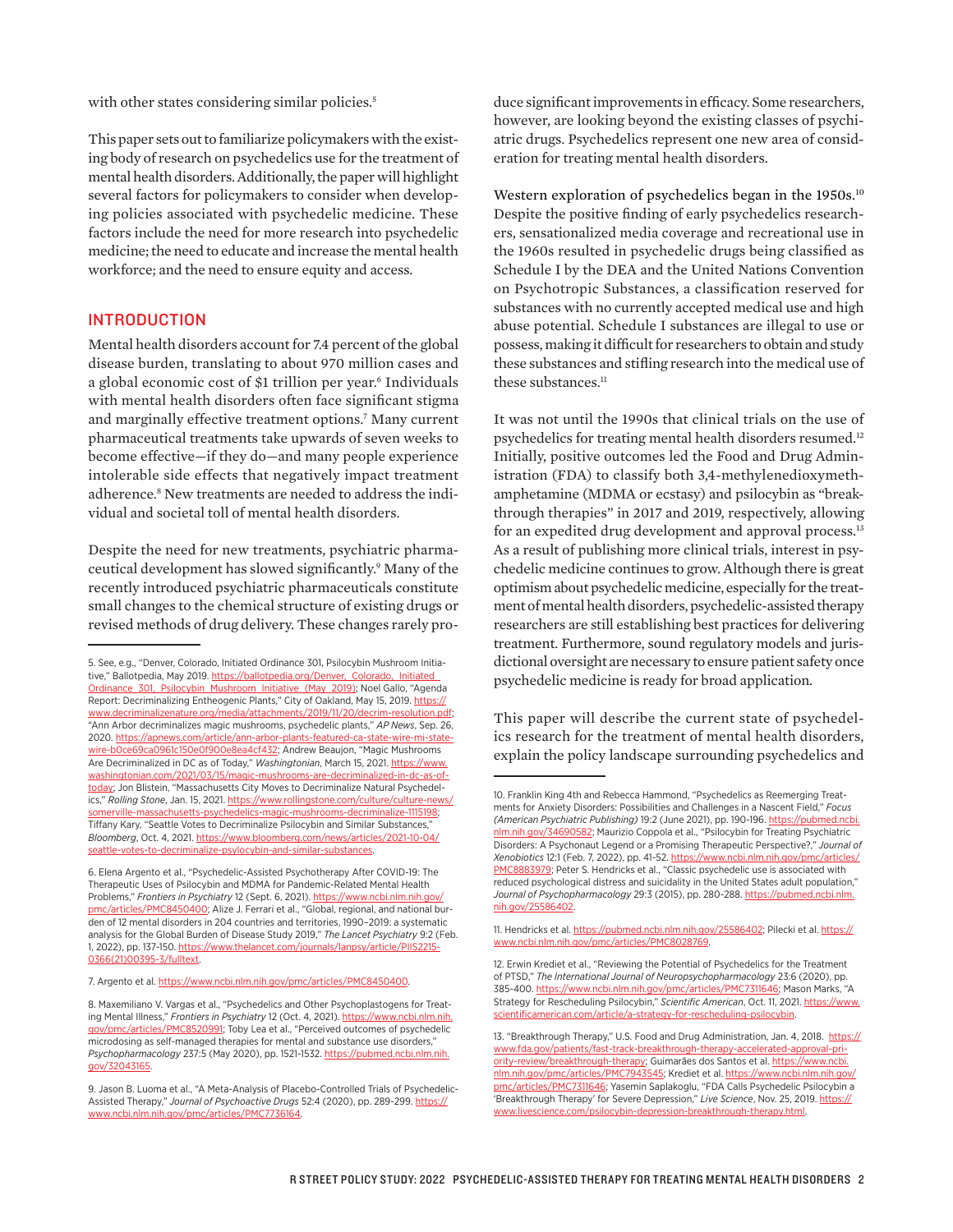with other states considering similar policies.[5]

This paper sets out to familiarize policymakers with the existing body of research on psychedelics use for the treatment of mental health disorders. Additionally, the paper will highlight several factors for policymakers to consider when developing policies associated with psychedelic medicine. These factors include the need for more research into psychedelic medicine; the need to educate and increase the mental health workforce; and the need to ensure equity and access.

## INTRODUCTION

Mental health disorders account for 7.4 percent of the global disease burden, translating to about 970 million cases and a global economic cost of $1 trillion per year.[6] Individuals with mental health disorders often face significant stigma and marginally effective treatment options.[7] Many current pharmaceutical treatments take upwards of seven weeks to become effective—if they do—and many people experience intolerable side effects that negatively impact treatment adherence.[8] New treatments are needed to address the individual and societal toll of mental health disorders.

Despite the need for new treatments, psychiatric pharmaceutical development has slowed significantly.[9] Many of the recently introduced psychiatric pharmaceuticals constitute small changes to the chemical structure of existing drugs or revised methods of drug delivery. These changes rarely produce significant improvements in efficacy. Some researchers, however, are looking beyond the existing classes of psychiatric drugs. Psychedelics represent one new area of consideration for treating mental health disorders.

Western exploration of psychedelics began in the 1950s.[10] Despite the positive finding of early psychedelics researchers, sensationalized media coverage and recreational use in the 1960s resulted in psychedelic drugs being classified as Schedule I by the DEA and the United Nations Convention on Psychotropic Substances, a classification reserved for substances with no currently accepted medical use and high abuse potential. Schedule I substances are illegal to use or possess, making it difficult for researchers to obtain and study these substances and stifling research into the medical use of these substances.[11]

It was not until the 1990s that clinical trials on the use of psychedelics for treating mental health disorders resumed.[12] Initially, positive outcomes led the Food and Drug Administration (FDA) to classify both 3,4-methylenedioxymethamphetamine (MDMA or ecstasy) and psilocybin as "breakthrough therapies" in 2017 and 2019, respectively, allowing for an expedited drug development and approval process.[13] As a result of publishing more clinical trials, interest in psychedelic medicine continues to grow. Although there is great optimism about psychedelic medicine, especially for the treatment of mental health disorders, psychedelic-assisted therapy researchers are still establishing best practices for delivering treatment. Furthermore, sound regulatory models and jurisdictional oversight are necessary to ensure patient safety once psychedelic medicine is ready for broad application.

This paper will describe the current state of psychedelics research for the treatment of mental health disorders, explain the policy landscape surrounding psychedelics and

---

5. See, e.g., "Denver, Colorado, Initiated Ordinance 301, Psilocybin Mushroom Initiative," Ballotpedia, May 2019. https://ballotpedia.org/Denver,_Colorado,_Initiated_Ordinance_301,_Psilocybin_Mushroom_Initiative_(May_2019); Noel Gallo, "Agenda Report: Decriminalizing Entheogenic Plants," City of Oakland, May 15, 2019. https://www.decriminalizenature.org/media/attachments/2019/11/20/decrim-resolution.pdf; "Ann Arbor decriminalizes magic mushrooms, psychedelic plants," *AP News*, Sep. 26, 2020. https://apnews.com/article/ann-arbor-plants-featured-ca-state-wire-mi-state-wire-b0ce69ca0961c150e0f900e8ea4cf432; Andrew Beaujon, "Magic Mushrooms Are Decriminalized in DC as of Today," *Washingtonian*, March 15, 2021. https://www.washingtonian.com/2021/03/15/magic-mushrooms-are-decriminalized-in-dc-as-of-today; Jon Blistein, "Massachusetts City Moves to Decriminalize Natural Psychedelics," *Rolling Stone*, Jan. 15, 2021. https://www.rollingstone.com/culture/culture-news/somerville-massachusetts-psychedelics-magic-mushrooms-decriminalize-1115198; Tiffany Kary, "Seattle Votes to Decriminalize Psilocybin and Similar Substances," *Bloomberg*, Oct. 4, 2021. https://www.bloomberg.com/news/articles/2021-10-04/seattle-votes-to-decriminalize-psylocybin-and-similar-substances.

6. Elena Argento et al., "Psychedelic-Assisted Psychotherapy After COVID-19: The Therapeutic Uses of Psilocybin and MDMA for Pandemic-Related Mental Health Problems," *Frontiers in Psychiatry* 12 (Sept. 6, 2021). https://www.ncbi.nlm.nih.gov/pmc/articles/PMC8450400; Alize J. Ferrari et al., "Global, regional, and national burden of 12 mental disorders in 204 countries and territories, 1990–2019: a systematic analysis for the Global Burden of Disease Study 2019," *The Lancet Psychiatry* 9:2 (Feb. 1, 2022), pp. 137-150. https://www.thelancet.com/journals/lanpsy/article/PIIS2215-0366(21)00395-3/fulltext.

7. Argento et al. https://www.ncbi.nlm.nih.gov/pmc/articles/PMC8450400.

8. Maxemiliano V. Vargas et al., "Psychedelics and Other Psychoplastogens for Treating Mental Illness," *Frontiers in Psychiatry* 12 (Oct. 4, 2021). https://www.ncbi.nlm.nih.gov/pmc/articles/PMC8520991; Toby Lea et al., "Perceived outcomes of psychedelic microdosing as self-managed therapies for mental and substance use disorders," *Psychopharmacology* 237:5 (May 2020), pp. 1521-1532. https://pubmed.ncbi.nlm.nih.gov/32043165.

9. Jason B. Luoma et al., "A Meta-Analysis of Placebo-Controlled Trials of Psychedelic-Assisted Therapy," *Journal of Psychoactive Drugs* 52:4 (2020), pp. 289-299. https://www.ncbi.nlm.nih.gov/pmc/articles/PMC7736164.

10. Franklin King 4th and Rebecca Hammond, "Psychedelics as Reemerging Treatments for Anxiety Disorders: Possibilities and Challenges in a Nascent Field," *Focus (American Psychiatric Publishing)* 19:2 (June 2021), pp. 190-196. https://pubmed.ncbi.nlm.nih.gov/34690582; Maurizio Coppola et al., "Psilocybin for Treating Psychiatric Disorders: A Psychonaut Legend or a Promising Therapeutic Perspective?," *Journal of Xenobiotics* 12:1 (Feb. 7, 2022), pp. 41-52. https://www.ncbi.nlm.nih.gov/pmc/articles/PMC8883979; Peter S. Hendricks et al., "Classic psychedelic use is associated with reduced psychological distress and suicidality in the United States adult population," *Journal of Psychopharmacology* 29:3 (2015), pp. 280-288. https://pubmed.ncbi.nlm.nih.gov/25586402.

11. Hendricks et al. https://pubmed.ncbi.nlm.nih.gov/25586402; Pilecki et al. https://www.ncbi.nlm.nih.gov/pmc/articles/PMC8028769.

12. Erwin Krediet et al., "Reviewing the Potential of Psychedelics for the Treatment of PTSD," *The International Journal of Neuropsychopharmacology* 23:6 (2020), pp. 385-400. https://www.ncbi.nlm.nih.gov/pmc/articles/PMC7311646; Mason Marks, "A Strategy for Rescheduling Psilocybin," *Scientific American*, Oct. 11, 2021. https://www.scientificamerican.com/article/a-strategy-for-rescheduling-psilocybin.

13. "Breakthrough Therapy," U.S. Food and Drug Administration, Jan. 4, 2018. https://www.fda.gov/patients/fast-track-breakthrough-therapy-accelerated-approval-priority-review/breakthrough-therapy; Guimarães dos Santos et al. https://www.ncbi.nlm.nih.gov/pmc/articles/PMC7943545; Krediet et al. https://www.ncbi.nlm.nih.gov/pmc/articles/PMC7311646; Yasemin Saplakoglu, "FDA Calls Psychedelic Psilocybin a 'Breakthrough Therapy' for Severe Depression," *Live Science*, Nov. 25, 2019. https://www.livescience.com/psilocybin-depression-breakthrough-therapy.html.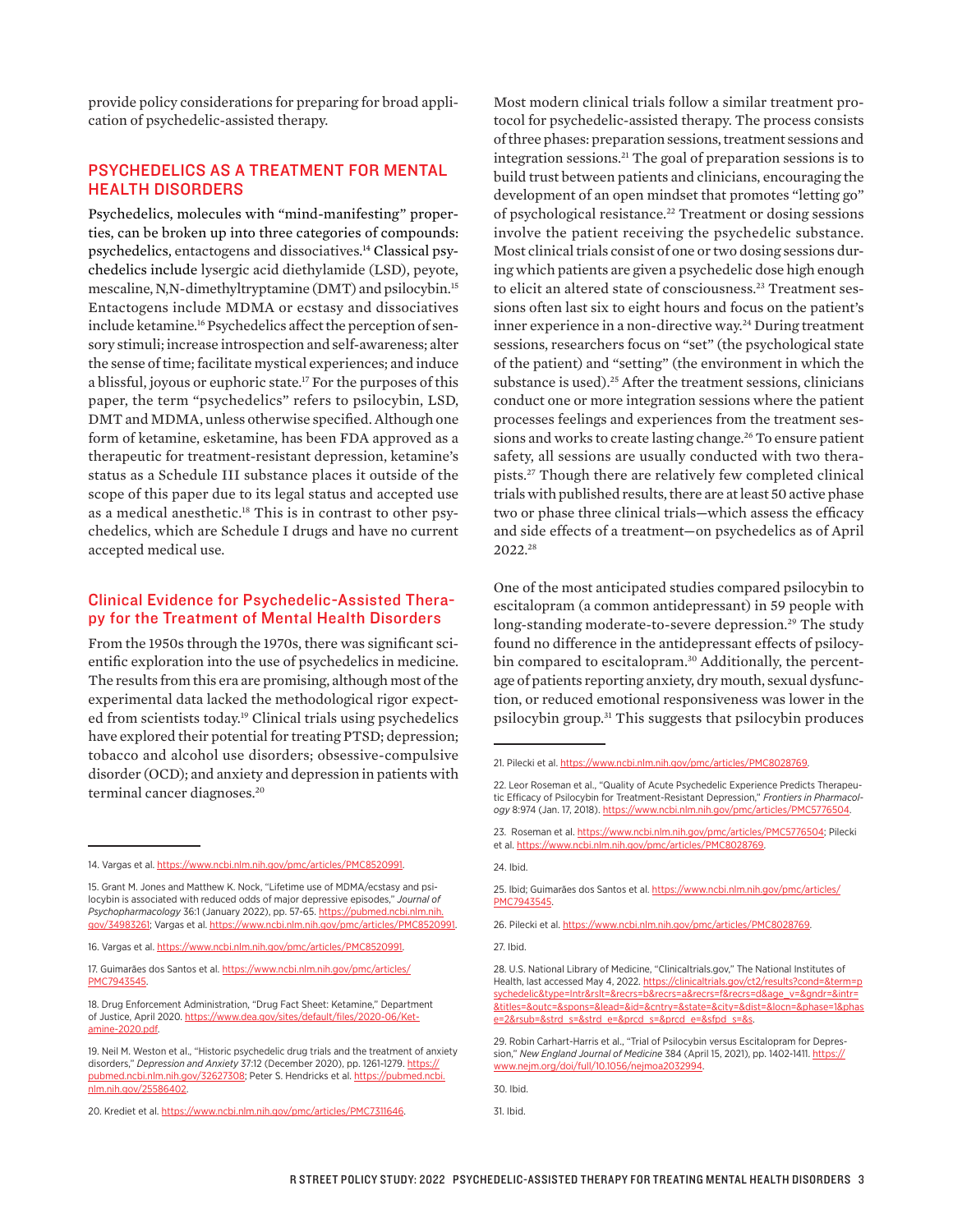provide policy considerations for preparing for broad application of psychedelic-assisted therapy.

## PSYCHEDELICS AS A TREATMENT FOR MENTAL HEALTH DISORDERS

Psychedelics, molecules with "mind-manifesting" properties, can be broken up into three categories of compounds: psychedelics, entactogens and dissociatives.[14] Classical psychedelics include lysergic acid diethylamide (LSD), peyote, mescaline, N,N-dimethyltryptamine (DMT) and psilocybin.[15] Entactogens include MDMA or ecstasy and dissociatives include ketamine.[16] Psychedelics affect the perception of sensory stimuli; increase introspection and self-awareness; alter the sense of time; facilitate mystical experiences; and induce a blissful, joyous or euphoric state.[17] For the purposes of this paper, the term "psychedelics" refers to psilocybin, LSD, DMT and MDMA, unless otherwise specified. Although one form of ketamine, esketamine, has been FDA approved as a therapeutic for treatment-resistant depression, ketamine's status as a Schedule III substance places it outside of the scope of this paper due to its legal status and accepted use as a medical anesthetic.[18] This is in contrast to other psychedelics, which are Schedule I drugs and have no current accepted medical use.

### Clinical Evidence for Psychedelic-Assisted Therapy for the Treatment of Mental Health Disorders

From the 1950s through the 1970s, there was significant scientific exploration into the use of psychedelics in medicine. The results from this era are promising, although most of the experimental data lacked the methodological rigor expected from scientists today.[19] Clinical trials using psychedelics have explored their potential for treating PTSD; depression; tobacco and alcohol use disorders; obsessive-compulsive disorder (OCD); and anxiety and depression in patients with terminal cancer diagnoses.[20]

Most modern clinical trials follow a similar treatment protocol for psychedelic-assisted therapy. The process consists of three phases: preparation sessions, treatment sessions and integration sessions.[21] The goal of preparation sessions is to build trust between patients and clinicians, encouraging the development of an open mindset that promotes "letting go" of psychological resistance.[22] Treatment or dosing sessions involve the patient receiving the psychedelic substance. Most clinical trials consist of one or two dosing sessions during which patients are given a psychedelic dose high enough to elicit an altered state of consciousness.[23] Treatment sessions often last six to eight hours and focus on the patient's inner experience in a non-directive way.[24] During treatment sessions, researchers focus on "set" (the psychological state of the patient) and "setting" (the environment in which the substance is used).[25] After the treatment sessions, clinicians conduct one or more integration sessions where the patient processes feelings and experiences from the treatment sessions and works to create lasting change.[26] To ensure patient safety, all sessions are usually conducted with two therapists.[27] Though there are relatively few completed clinical trials with published results, there are at least 50 active phase two or phase three clinical trials—which assess the efficacy and side effects of a treatment—on psychedelics as of April 2022.[28]

One of the most anticipated studies compared psilocybin to escitalopram (a common antidepressant) in 59 people with long-standing moderate-to-severe depression.[29] The study found no difference in the antidepressant effects of psilocybin compared to escitalopram.[30] Additionally, the percentage of patients reporting anxiety, dry mouth, sexual dysfunction, or reduced emotional responsiveness was lower in the psilocybin group.[31] This suggests that psilocybin produces

---

14. Vargas et al. https://www.ncbi.nlm.nih.gov/pmc/articles/PMC8520991.

15. Grant M. Jones and Matthew K. Nock, "Lifetime use of MDMA/ecstasy and psilocybin is associated with reduced odds of major depressive episodes," *Journal of Psychopharmacology* 36:1 (January 2022), pp. 57-65. https://pubmed.ncbi.nlm.nih.gov/34983261; Vargas et al. https://www.ncbi.nlm.nih.gov/pmc/articles/PMC8520991.

16. Vargas et al. https://www.ncbi.nlm.nih.gov/pmc/articles/PMC8520991.

17. Guimarães dos Santos et al. https://www.ncbi.nlm.nih.gov/pmc/articles/PMC7943545.

18. Drug Enforcement Administration, "Drug Fact Sheet: Ketamine," Department of Justice, April 2020. https://www.dea.gov/sites/default/files/2020-06/Ketamine-2020.pdf.

19. Neil M. Weston et al., "Historic psychedelic drug trials and the treatment of anxiety disorders," *Depression and Anxiety* 37:12 (December 2020), pp. 1261-1279. https://pubmed.ncbi.nlm.nih.gov/32627308; Peter S. Hendricks et al. https://pubmed.ncbi.nlm.nih.gov/25586402.

20. Krediet et al. https://www.ncbi.nlm.nih.gov/pmc/articles/PMC7311646.

21. Pilecki et al. https://www.ncbi.nlm.nih.gov/pmc/articles/PMC8028769.

22. Leor Roseman et al., "Quality of Acute Psychedelic Experience Predicts Therapeutic Efficacy of Psilocybin for Treatment-Resistant Depression," *Frontiers in Pharmacology* 8:974 (Jan. 17, 2018). https://www.ncbi.nlm.nih.gov/pmc/articles/PMC5776504.

23. Roseman et al. https://www.ncbi.nlm.nih.gov/pmc/articles/PMC5776504; Pilecki et al. https://www.ncbi.nlm.nih.gov/pmc/articles/PMC8028769.

24. Ibid.

25. Ibid; Guimarães dos Santos et al. https://www.ncbi.nlm.nih.gov/pmc/articles/PMC7943545.

26. Pilecki et al. https://www.ncbi.nlm.nih.gov/pmc/articles/PMC8028769.

27. Ibid.

28. U.S. National Library of Medicine, "Clinicaltrials.gov," The National Institutes of Health, last accessed May 4, 2022. https://clinicaltrials.gov/ct2/results?cond=&term=psychedelic&type=Intr&rslt=&recrs=b&recrs=a&recrs=f&recrs=d&age_v=&gndr=&intr=&titles=&outc=&spons=&lead=&id=&cntry=&state=&city=&dist=&locn=&phase=1&phase=2&rsub=&strd_s=&strd_e=&prcd_s=&prcd_e=&sfpd_s=&s.

29. Robin Carhart-Harris et al., "Trial of Psilocybin versus Escitalopram for Depression," *New England Journal of Medicine* 384 (April 15, 2021), pp. 1402-1411. https://www.nejm.org/doi/full/10.1056/nejmoa2032994.

30. Ibid.

31. Ibid.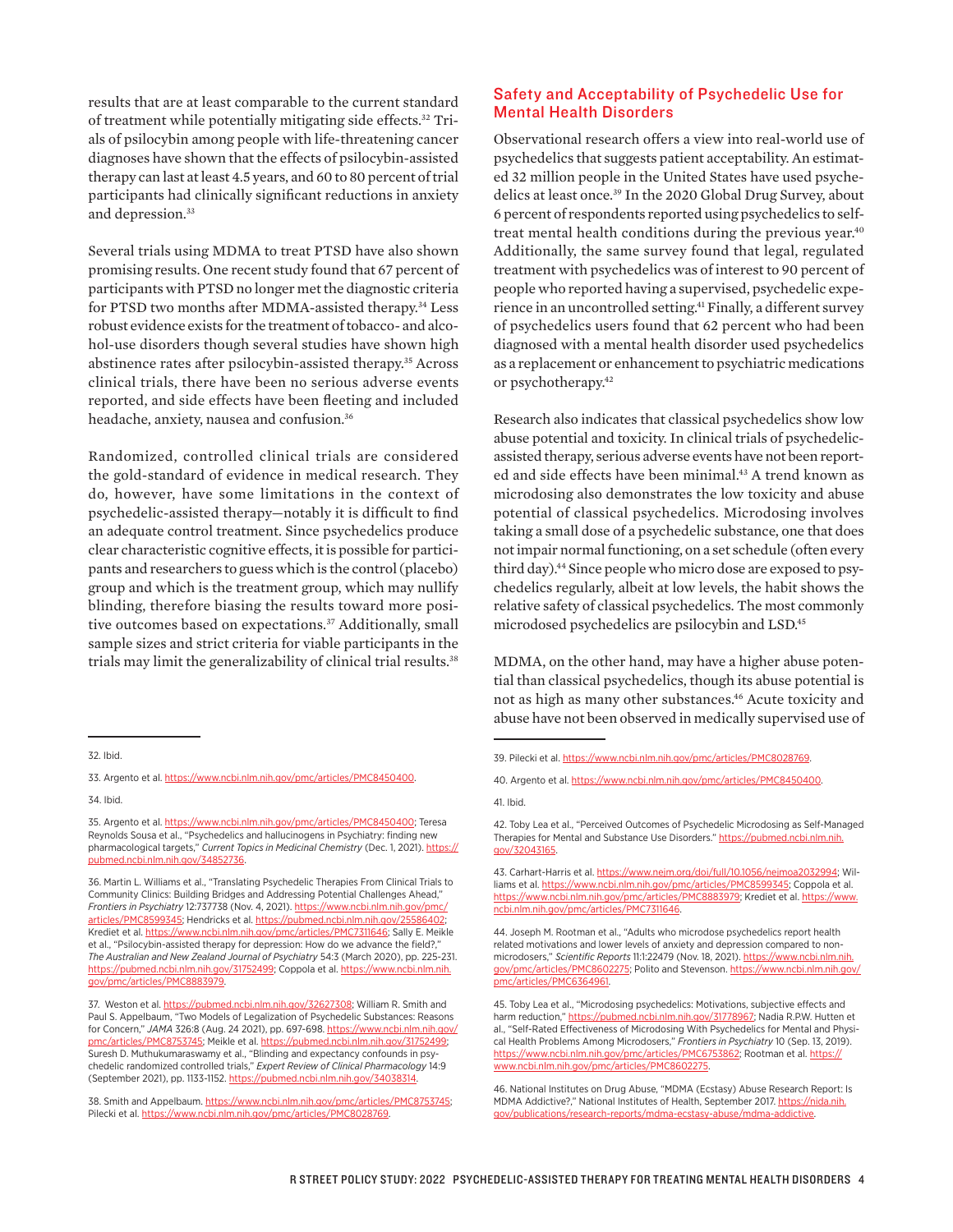results that are at least comparable to the current standard of treatment while potentially mitigating side effects.[32] Trials of psilocybin among people with life-threatening cancer diagnoses have shown that the effects of psilocybin-assisted therapy can last at least 4.5 years, and 60 to 80 percent of trial participants had clinically significant reductions in anxiety and depression.[33]

Several trials using MDMA to treat PTSD have also shown promising results. One recent study found that 67 percent of participants with PTSD no longer met the diagnostic criteria for PTSD two months after MDMA-assisted therapy.[34] Less robust evidence exists for the treatment of tobacco- and alcohol-use disorders though several studies have shown high abstinence rates after psilocybin-assisted therapy.[35] Across clinical trials, there have been no serious adverse events reported, and side effects have been fleeting and included headache, anxiety, nausea and confusion.[36]

Randomized, controlled clinical trials are considered the gold-standard of evidence in medical research. They do, however, have some limitations in the context of psychedelic-assisted therapy—notably it is difficult to find an adequate control treatment. Since psychedelics produce clear characteristic cognitive effects, it is possible for participants and researchers to guess which is the control (placebo) group and which is the treatment group, which may nullify blinding, therefore biasing the results toward more positive outcomes based on expectations.[37] Additionally, small sample sizes and strict criteria for viable participants in the trials may limit the generalizability of clinical trial results.[38]

## Safety and Acceptability of Psychedelic Use for Mental Health Disorders

Observational research offers a view into real-world use of psychedelics that suggests patient acceptability. An estimated 32 million people in the United States have used psychedelics at least once.[39] In the 2020 Global Drug Survey, about 6 percent of respondents reported using psychedelics to self-treat mental health conditions during the previous year.[40] Additionally, the same survey found that legal, regulated treatment with psychedelics was of interest to 90 percent of people who reported having a supervised, psychedelic experience in an uncontrolled setting.[41] Finally, a different survey of psychedelics users found that 62 percent who had been diagnosed with a mental health disorder used psychedelics as a replacement or enhancement to psychiatric medications or psychotherapy.[42]

Research also indicates that classical psychedelics show low abuse potential and toxicity. In clinical trials of psychedelic-assisted therapy, serious adverse events have not been reported and side effects have been minimal.[43] A trend known as microdosing also demonstrates the low toxicity and abuse potential of classical psychedelics. Microdosing involves taking a small dose of a psychedelic substance, one that does not impair normal functioning, on a set schedule (often every third day).[44] Since people who micro dose are exposed to psychedelics regularly, albeit at low levels, the habit shows the relative safety of classical psychedelics. The most commonly microdosed psychedelics are psilocybin and LSD.[45]

MDMA, on the other hand, may have a higher abuse potential than classical psychedelics, though its abuse potential is not as high as many other substances.[46] Acute toxicity and abuse have not been observed in medically supervised use of

---

32. Ibid.

33. Argento et al. https://www.ncbi.nlm.nih.gov/pmc/articles/PMC8450400.

34. Ibid.

35. Argento et al. https://www.ncbi.nlm.nih.gov/pmc/articles/PMC8450400; Teresa Reynolds Sousa et al., "Psychedelics and hallucinogens in Psychiatry: finding new pharmacological targets," *Current Topics in Medicinal Chemistry* (Dec. 1, 2021). https://pubmed.ncbi.nlm.nih.gov/34852736.

36. Martin L. Williams et al., "Translating Psychedelic Therapies From Clinical Trials to Community Clinics: Building Bridges and Addressing Potential Challenges Ahead," *Frontiers in Psychiatry* 12:737738 (Nov. 4, 2021). https://www.ncbi.nlm.nih.gov/pmc/articles/PMC8599345; Hendricks et al. https://pubmed.ncbi.nlm.nih.gov/25586402; Krediet et al. https://www.ncbi.nlm.nih.gov/pmc/articles/PMC7311646; Sally E. Meikle et al., "Psilocybin-assisted therapy for depression: How do we advance the field?," *The Australian and New Zealand Journal of Psychiatry* 54:3 (March 2020), pp. 225-231. https://pubmed.ncbi.nlm.nih.gov/31752499; Coppola et al. https://www.ncbi.nlm.nih.gov/pmc/articles/PMC8883979.

37. Weston et al. https://pubmed.ncbi.nlm.nih.gov/32627308; William R. Smith and Paul S. Appelbaum, "Two Models of Legalization of Psychedelic Substances: Reasons for Concern," *JAMA* 326:8 (Aug. 24 2021), pp. 697-698. https://www.ncbi.nlm.nih.gov/pmc/articles/PMC8753745; Meikle et al. https://pubmed.ncbi.nlm.nih.gov/31752499; Suresh D. Muthukumaraswamy et al., "Blinding and expectancy confounds in psychedelic randomized controlled trials," *Expert Review of Clinical Pharmacology* 14:9 (September 2021), pp. 1133-1152. https://pubmed.ncbi.nlm.nih.gov/34038314.

38. Smith and Appelbaum. https://www.ncbi.nlm.nih.gov/pmc/articles/PMC8753745; Pilecki et al. https://www.ncbi.nlm.nih.gov/pmc/articles/PMC8028769.

39. Pilecki et al. https://www.ncbi.nlm.nih.gov/pmc/articles/PMC8028769.

40. Argento et al. https://www.ncbi.nlm.nih.gov/pmc/articles/PMC8450400.

41. Ibid.

42. Toby Lea et al., "Perceived Outcomes of Psychedelic Microdosing as Self-Managed Therapies for Mental and Substance Use Disorders." https://pubmed.ncbi.nlm.nih.gov/32043165.

43. Carhart-Harris et al. https://www.nejm.org/doi/full/10.1056/nejmoa2032994; Williams et al. https://www.ncbi.nlm.nih.gov/pmc/articles/PMC8599345; Coppola et al. https://www.ncbi.nlm.nih.gov/pmc/articles/PMC8883979; Krediet et al. https://www.ncbi.nlm.nih.gov/pmc/articles/PMC7311646.

44. Joseph M. Rootman et al., "Adults who microdose psychedelics report health related motivations and lower levels of anxiety and depression compared to non-microdosers," *Scientific Reports* 11:1:22479 (Nov. 18, 2021). https://www.ncbi.nlm.nih.gov/pmc/articles/PMC8602275; Polito and Stevenson. https://www.ncbi.nlm.nih.gov/pmc/articles/PMC6364961.

45. Toby Lea et al., "Microdosing psychedelics: Motivations, subjective effects and harm reduction," https://pubmed.ncbi.nlm.nih.gov/31778967; Nadia R.P.W. Hutten et al., "Self-Rated Effectiveness of Microdosing With Psychedelics for Mental and Physical Health Problems Among Microdosers," *Frontiers in Psychiatry* 10 (Sep. 13, 2019). https://www.ncbi.nlm.nih.gov/pmc/articles/PMC6753862; Rootman et al. https://www.ncbi.nlm.nih.gov/pmc/articles/PMC8602275.

46. National Institutes on Drug Abuse, "MDMA (Ecstasy) Abuse Research Report: Is MDMA Addictive?," National Institutes of Health, September 2017. https://nida.nih.gov/publications/research-reports/mdma-ecstasy-abuse/mdma-addictive.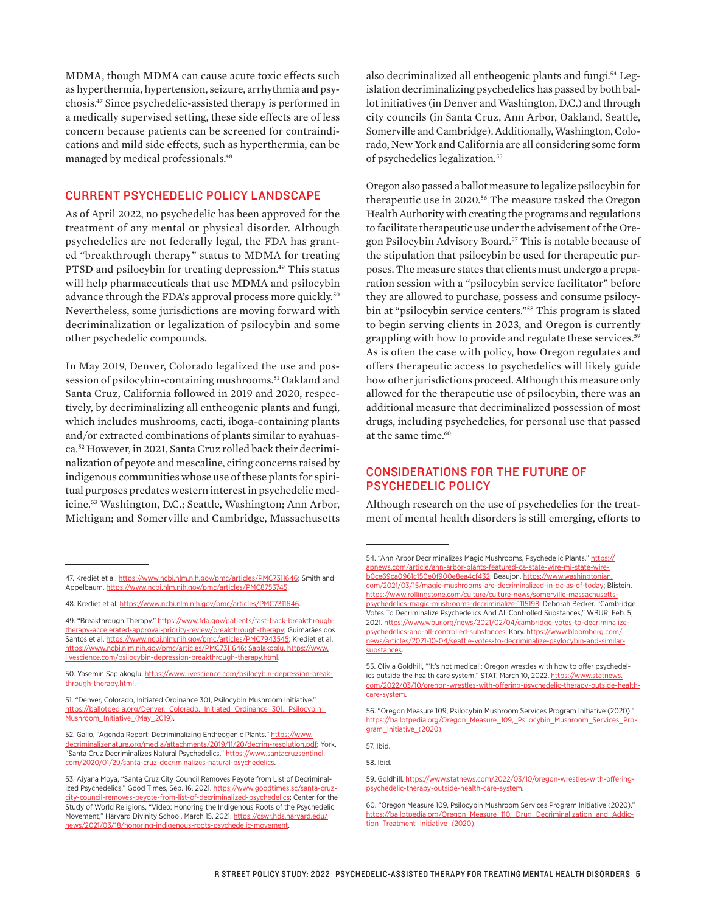MDMA, though MDMA can cause acute toxic effects such as hyperthermia, hypertension, seizure, arrhythmia and psychosis.[47] Since psychedelic-assisted therapy is performed in a medically supervised setting, these side effects are of less concern because patients can be screened for contraindications and mild side effects, such as hyperthermia, can be managed by medical professionals.[48]

## CURRENT PSYCHEDELIC POLICY LANDSCAPE

As of April 2022, no psychedelic has been approved for the treatment of any mental or physical disorder. Although psychedelics are not federally legal, the FDA has granted "breakthrough therapy" status to MDMA for treating PTSD and psilocybin for treating depression.[49] This status will help pharmaceuticals that use MDMA and psilocybin advance through the FDA's approval process more quickly.[50] Nevertheless, some jurisdictions are moving forward with decriminalization or legalization of psilocybin and some other psychedelic compounds.

In May 2019, Denver, Colorado legalized the use and possession of psilocybin-containing mushrooms.[51] Oakland and Santa Cruz, California followed in 2019 and 2020, respectively, by decriminalizing all entheogenic plants and fungi, which includes mushrooms, cacti, iboga-containing plants and/or extracted combinations of plants similar to ayahuasca.[52] However, in 2021, Santa Cruz rolled back their decriminalization of peyote and mescaline, citing concerns raised by indigenous communities whose use of these plants for spiritual purposes predates western interest in psychedelic medicine.[53] Washington, D.C.; Seattle, Washington; Ann Arbor, Michigan; and Somerville and Cambridge, Massachusetts also decriminalized all entheogenic plants and fungi.[54] Legislation decriminalizing psychedelics has passed by both ballot initiatives (in Denver and Washington, D.C.) and through city councils (in Santa Cruz, Ann Arbor, Oakland, Seattle, Somerville and Cambridge). Additionally, Washington, Colorado, New York and California are all considering some form of psychedelics legalization.[55]

Oregon also passed a ballot measure to legalize psilocybin for therapeutic use in 2020.[56] The measure tasked the Oregon Health Authority with creating the programs and regulations to facilitate therapeutic use under the advisement of the Oregon Psilocybin Advisory Board.[57] This is notable because of the stipulation that psilocybin be used for therapeutic purposes. The measure states that clients must undergo a preparation session with a "psilocybin service facilitator" before they are allowed to purchase, possess and consume psilocybin at "psilocybin service centers."[58] This program is slated to begin serving clients in 2023, and Oregon is currently grappling with how to provide and regulate these services.[59] As is often the case with policy, how Oregon regulates and offers therapeutic access to psychedelics will likely guide how other jurisdictions proceed. Although this measure only allowed for the therapeutic use of psilocybin, there was an additional measure that decriminalized possession of most drugs, including psychedelics, for personal use that passed at the same time.[60]

## CONSIDERATIONS FOR THE FUTURE OF PSYCHEDELIC POLICY

Although research on the use of psychedelics for the treatment of mental health disorders is still emerging, efforts to

---

47. Krediet et al. https://www.ncbi.nlm.nih.gov/pmc/articles/PMC7311646; Smith and Appelbaum. https://www.ncbi.nlm.nih.gov/pmc/articles/PMC8753745.

48. Krediet et al. https://www.ncbi.nlm.nih.gov/pmc/articles/PMC7311646.

49. "Breakthrough Therapy." https://www.fda.gov/patients/fast-track-breakthrough-therapy-accelerated-approval-priority-review/breakthrough-therapy; Guimarães dos Santos et al. https://www.ncbi.nlm.nih.gov/pmc/articles/PMC7943545; Krediet et al. https://www.ncbi.nlm.nih.gov/pmc/articles/PMC7311646; Saplakoglu. https://www.livescience.com/psilocybin-depression-breakthrough-therapy.html.

50. Yasemin Saplakoglu. https://www.livescience.com/psilocybin-depression-breakthrough-therapy.html.

51. "Denver, Colorado, Initiated Ordinance 301, Psilocybin Mushroom Initiative." https://ballotpedia.org/Denver,_Colorado,_Initiated_Ordinance_301,_Psilocybin_Mushroom_Initiative_(May_2019).

52. Gallo, "Agenda Report: Decriminalizing Entheogenic Plants." https://www.decriminalizenature.org/media/attachments/2019/11/20/decrim-resolution.pdf; York, "Santa Cruz Decriminalizes Natural Psychedelics." https://www.santacruzsentinel.com/2020/01/29/santa-cruz-decriminalizes-natural-psychedelics.

53. Aiyana Moya, "Santa Cruz City Council Removes Peyote from List of Decriminalized Psychedelics," Good Times, Sep. 16, 2021. https://www.goodtimes.sc/santa-cruz-city-council-removes-peyote-from-list-of-decriminalized-psychedelics; Center for the Study of World Religions, "Video: Honoring the Indigenous Roots of the Psychedelic Movement," Harvard Divinity School, March 15, 2021. https://cswr.hds.harvard.edu/news/2021/03/18/honoring-indigenous-roots-psychedelic-movement.

54. "Ann Arbor Decriminalizes Magic Mushrooms, Psychedelic Plants." https://apnews.com/article/ann-arbor-plants-featured-ca-state-wire-mi-state-wire-b0ce69ca0961c150e0f900e8ea4cf432; Beaujon. https://www.washingtonian.com/2021/03/15/magic-mushrooms-are-decriminalized-in-dc-as-of-today; Blistein. https://www.rollingstone.com/culture/culture-news/somerville-massachusetts-psychedelics-magic-mushrooms-decriminalize-1115198; Deborah Becker. "Cambridge Votes To Decriminalize Psychedelics And All Controlled Substances," WBUR, Feb. 5, 2021. https://www.wbur.org/news/2021/02/04/cambridge-votes-to-decriminalize-psychedelics-and-all-controlled-substances; Kary. https://www.bloomberg.com/news/articles/2021-10-04/seattle-votes-to-decriminalize-psylocybin-and-similar-substances.

55. Olivia Goldhill, "'It's not medical': Oregon wrestles with how to offer psychedelics outside the health care system," STAT, March 10, 2022. https://www.statnews.com/2022/03/10/oregon-wrestles-with-offering-psychedelic-therapy-outside-health-care-system.

56. "Oregon Measure 109, Psilocybin Mushroom Services Program Initiative (2020)." https://ballotpedia.org/Oregon_Measure_109,_Psilocybin_Mushroom_Services_Program_Initiative_(2020).

57. Ibid.

58. Ibid.

59. Goldhill. https://www.statnews.com/2022/03/10/oregon-wrestles-with-offering-psychedelic-therapy-outside-health-care-system.

60. "Oregon Measure 109, Psilocybin Mushroom Services Program Initiative (2020)." https://ballotpedia.org/Oregon_Measure_110,_Drug_Decriminalization_and_Addiction_Treatment_Initiative_(2020).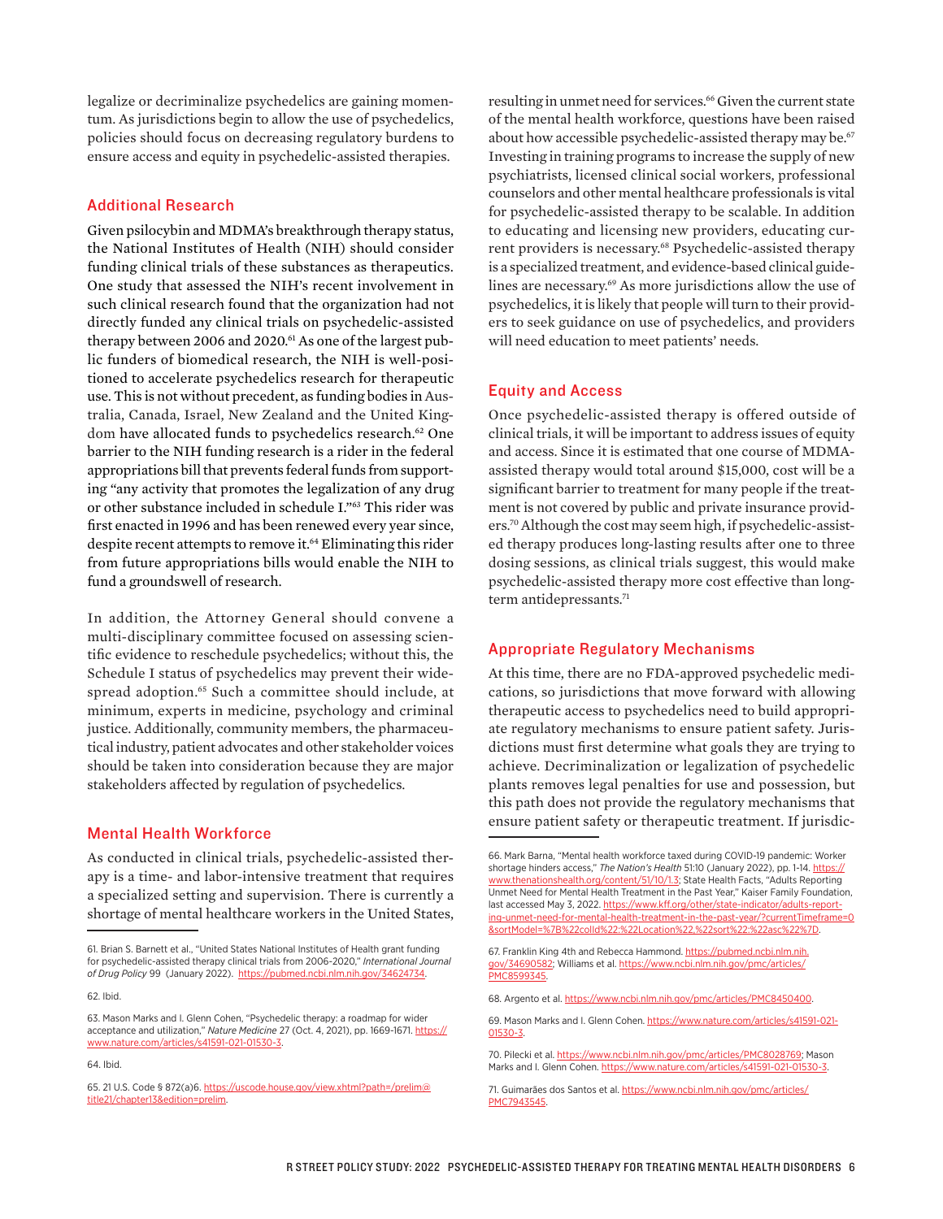legalize or decriminalize psychedelics are gaining momentum. As jurisdictions begin to allow the use of psychedelics, policies should focus on decreasing regulatory burdens to ensure access and equity in psychedelic-assisted therapies.

### Additional Research

Given psilocybin and MDMA's breakthrough therapy status, the National Institutes of Health (NIH) should consider funding clinical trials of these substances as therapeutics. One study that assessed the NIH's recent involvement in such clinical research found that the organization had not directly funded any clinical trials on psychedelic-assisted therapy between 2006 and 2020.[61] As one of the largest public funders of biomedical research, the NIH is well-positioned to accelerate psychedelics research for therapeutic use. This is not without precedent, as funding bodies in Australia, Canada, Israel, New Zealand and the United Kingdom have allocated funds to psychedelics research.[62] One barrier to the NIH funding research is a rider in the federal appropriations bill that prevents federal funds from supporting "any activity that promotes the legalization of any drug or other substance included in schedule I."[63] This rider was first enacted in 1996 and has been renewed every year since, despite recent attempts to remove it.[64] Eliminating this rider from future appropriations bills would enable the NIH to fund a groundswell of research.

In addition, the Attorney General should convene a multi-disciplinary committee focused on assessing scientific evidence to reschedule psychedelics; without this, the Schedule I status of psychedelics may prevent their widespread adoption.[65] Such a committee should include, at minimum, experts in medicine, psychology and criminal justice. Additionally, community members, the pharmaceutical industry, patient advocates and other stakeholder voices should be taken into consideration because they are major stakeholders affected by regulation of psychedelics.

### Mental Health Workforce

As conducted in clinical trials, psychedelic-assisted therapy is a time- and labor-intensive treatment that requires a specialized setting and supervision. There is currently a shortage of mental healthcare workers in the United States, resulting in unmet need for services.[66] Given the current state of the mental health workforce, questions have been raised about how accessible psychedelic-assisted therapy may be.[67] Investing in training programs to increase the supply of new psychiatrists, licensed clinical social workers, professional counselors and other mental healthcare professionals is vital for psychedelic-assisted therapy to be scalable. In addition to educating and licensing new providers, educating current providers is necessary.[68] Psychedelic-assisted therapy is a specialized treatment, and evidence-based clinical guidelines are necessary.[69] As more jurisdictions allow the use of psychedelics, it is likely that people will turn to their providers to seek guidance on use of psychedelics, and providers will need education to meet patients' needs.

### Equity and Access

Once psychedelic-assisted therapy is offered outside of clinical trials, it will be important to address issues of equity and access. Since it is estimated that one course of MDMA-assisted therapy would total around $15,000, cost will be a significant barrier to treatment for many people if the treatment is not covered by public and private insurance providers.[70] Although the cost may seem high, if psychedelic-assisted therapy produces long-lasting results after one to three dosing sessions, as clinical trials suggest, this would make psychedelic-assisted therapy more cost effective than long-term antidepressants.[71]

### Appropriate Regulatory Mechanisms

At this time, there are no FDA-approved psychedelic medications, so jurisdictions that move forward with allowing therapeutic access to psychedelics need to build appropriate regulatory mechanisms to ensure patient safety. Jurisdictions must first determine what goals they are trying to achieve. Decriminalization or legalization of psychedelic plants removes legal penalties for use and possession, but this path does not provide the regulatory mechanisms that ensure patient safety or therapeutic treatment. If jurisdic-

---

61. Brian S. Barnett et al., "United States National Institutes of Health grant funding for psychedelic-assisted therapy clinical trials from 2006-2020," *International Journal of Drug Policy* 99 (January 2022). https://pubmed.ncbi.nlm.nih.gov/34624734.

62. Ibid.

63. Mason Marks and I. Glenn Cohen, "Psychedelic therapy: a roadmap for wider acceptance and utilization," *Nature Medicine* 27 (Oct. 4, 2021), pp. 1669-1671. https://www.nature.com/articles/s41591-021-01530-3.

64. Ibid.

65. 21 U.S. Code § 872(a)6. https://uscode.house.gov/view.xhtml?path=/prelim@title21/chapter13&edition=prelim.

66. Mark Barna, "Mental health workforce taxed during COVID-19 pandemic: Worker shortage hinders access," *The Nation's Health* 51:10 (January 2022), pp. 1-14. https://www.thenationshealth.org/content/51/10/1.3; State Health Facts, "Adults Reporting Unmet Need for Mental Health Treatment in the Past Year," Kaiser Family Foundation, last accessed May 3, 2022. https://www.kff.org/other/state-indicator/adults-reporting-unmet-need-for-mental-health-treatment-in-the-past-year/?currentTimeframe=0&sortModel=%7B%22colId%22:%22Location%22,%22sort%22:%22asc%22%7D.

67. Franklin King 4th and Rebecca Hammond. https://pubmed.ncbi.nlm.nih.gov/34690582; Williams et al. https://www.ncbi.nlm.nih.gov/pmc/articles/PMC8599345.

68. Argento et al. https://www.ncbi.nlm.nih.gov/pmc/articles/PMC8450400.

69. Mason Marks and I. Glenn Cohen. https://www.nature.com/articles/s41591-021-01530-3.

70. Pilecki et al. https://www.ncbi.nlm.nih.gov/pmc/articles/PMC8028769; Mason Marks and I. Glenn Cohen. https://www.nature.com/articles/s41591-021-01530-3.

71. Guimarães dos Santos et al. https://www.ncbi.nlm.nih.gov/pmc/articles/PMC7943545.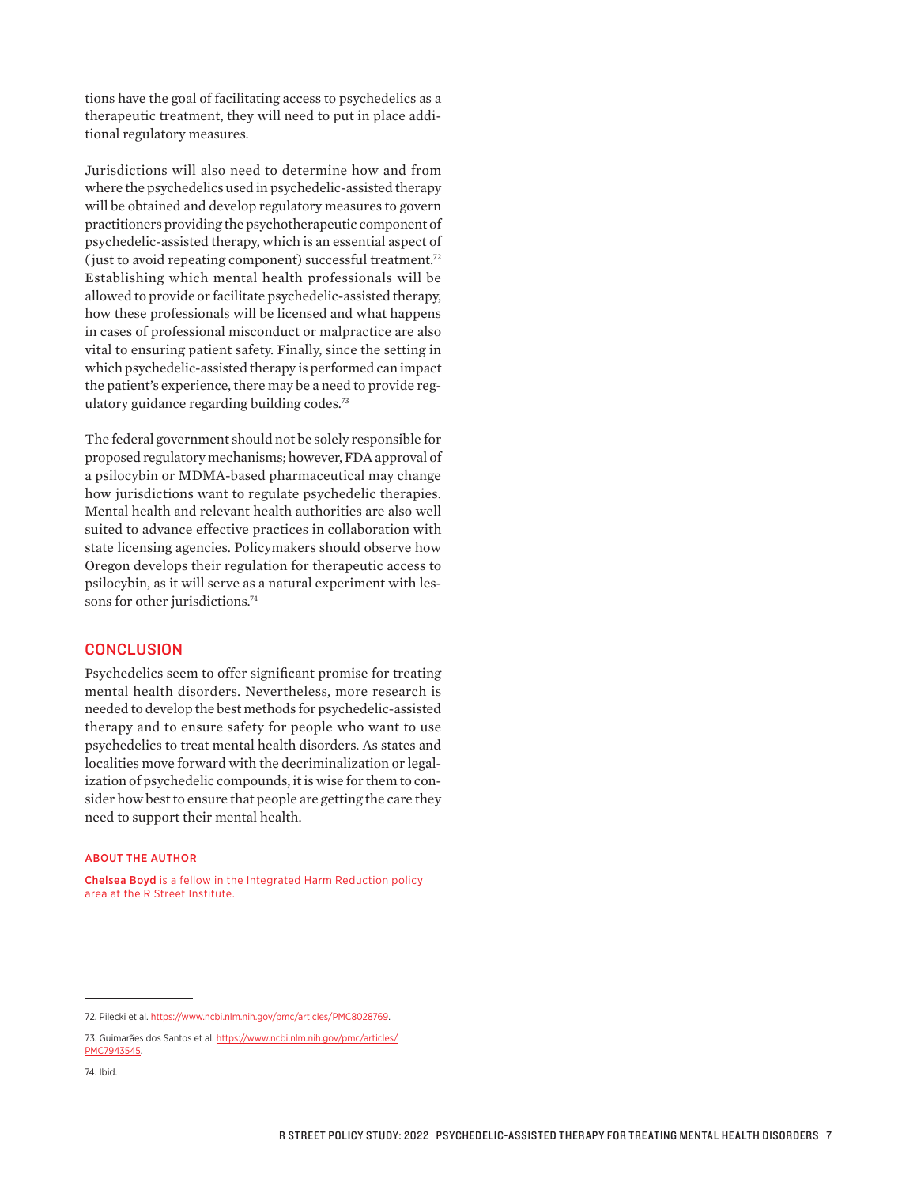tions have the goal of facilitating access to psychedelics as a therapeutic treatment, they will need to put in place additional regulatory measures.

Jurisdictions will also need to determine how and from where the psychedelics used in psychedelic-assisted therapy will be obtained and develop regulatory measures to govern practitioners providing the psychotherapeutic component of psychedelic-assisted therapy, which is an essential aspect of (just to avoid repeating component) successful treatment.[72] Establishing which mental health professionals will be allowed to provide or facilitate psychedelic-assisted therapy, how these professionals will be licensed and what happens in cases of professional misconduct or malpractice are also vital to ensuring patient safety. Finally, since the setting in which psychedelic-assisted therapy is performed can impact the patient's experience, there may be a need to provide regulatory guidance regarding building codes.[73]

The federal government should not be solely responsible for proposed regulatory mechanisms; however, FDA approval of a psilocybin or MDMA-based pharmaceutical may change how jurisdictions want to regulate psychedelic therapies. Mental health and relevant health authorities are also well suited to advance effective practices in collaboration with state licensing agencies. Policymakers should observe how Oregon develops their regulation for therapeutic access to psilocybin, as it will serve as a natural experiment with lessons for other jurisdictions.[74]

## CONCLUSION

Psychedelics seem to offer significant promise for treating mental health disorders. Nevertheless, more research is needed to develop the best methods for psychedelic-assisted therapy and to ensure safety for people who want to use psychedelics to treat mental health disorders. As states and localities move forward with the decriminalization or legalization of psychedelic compounds, it is wise for them to consider how best to ensure that people are getting the care they need to support their mental health.

### ABOUT THE AUTHOR

**Chelsea Boyd** is a fellow in the Integrated Harm Reduction policy area at the R Street Institute.

---

72. Pilecki et al. https://www.ncbi.nlm.nih.gov/pmc/articles/PMC8028769.

73. Guimarães dos Santos et al. https://www.ncbi.nlm.nih.gov/pmc/articles/PMC7943545.

74. Ibid.